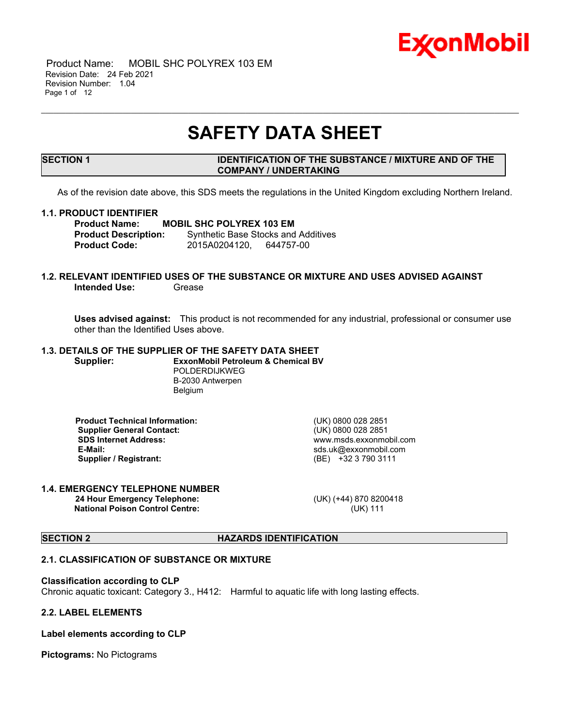# SAFETY DATA SHEET

## SECTION 1 IDENTIFICATION OF THE SUBSTANCE / MIXTURE AND OF THE COMPANY / UNDERTAKING

As of the revision date above, this SDS meets the regulations in the United Kingdom excluding Northern Ireland.

### 1.1. PRODUCT IDENTIFIER

**Product Name:** **MOBIL SHC POLYREX 103 EM**
**Product Description:** Synthetic Base Stocks and Additives
**Product Code:** 2015A0204120, 644757-00

### 1.2. RELEVANT IDENTIFIED USES OF THE SUBSTANCE OR MIXTURE AND USES ADVISED AGAINST

**Intended Use:** Grease

**Uses advised against:** This product is not recommended for any industrial, professional or consumer use other than the Identified Uses above.

### 1.3. DETAILS OF THE SUPPLIER OF THE SAFETY DATA SHEET

**Supplier:** **ExxonMobil Petroleum & Chemical BV**
POLDERDIJKWEG
B-2030 Antwerpen
Belgium

| | |
|---|---|
| **Product Technical Information:** | (UK) 0800 028 2851 |
| **Supplier General Contact:** | (UK) 0800 028 2851 |
| **SDS Internet Address:** | www.msds.exxonmobil.com |
| **E-Mail:** | sds.uk@exxonmobil.com |
| **Supplier / Registrant:** | (BE) +32 3 790 3111 |

### 1.4. EMERGENCY TELEPHONE NUMBER

| | |
|---|---|
| **24 Hour Emergency Telephone:** | (UK) (+44) 870 8200418 |
| **National Poison Control Centre:** | (UK) 111 |

## SECTION 2 HAZARDS IDENTIFICATION

### 2.1. CLASSIFICATION OF SUBSTANCE OR MIXTURE

**Classification according to CLP**
Chronic aquatic toxicant: Category 3., H412: Harmful to aquatic life with long lasting effects.

### 2.2. LABEL ELEMENTS

**Label elements according to CLP**

**Pictograms:** No Pictograms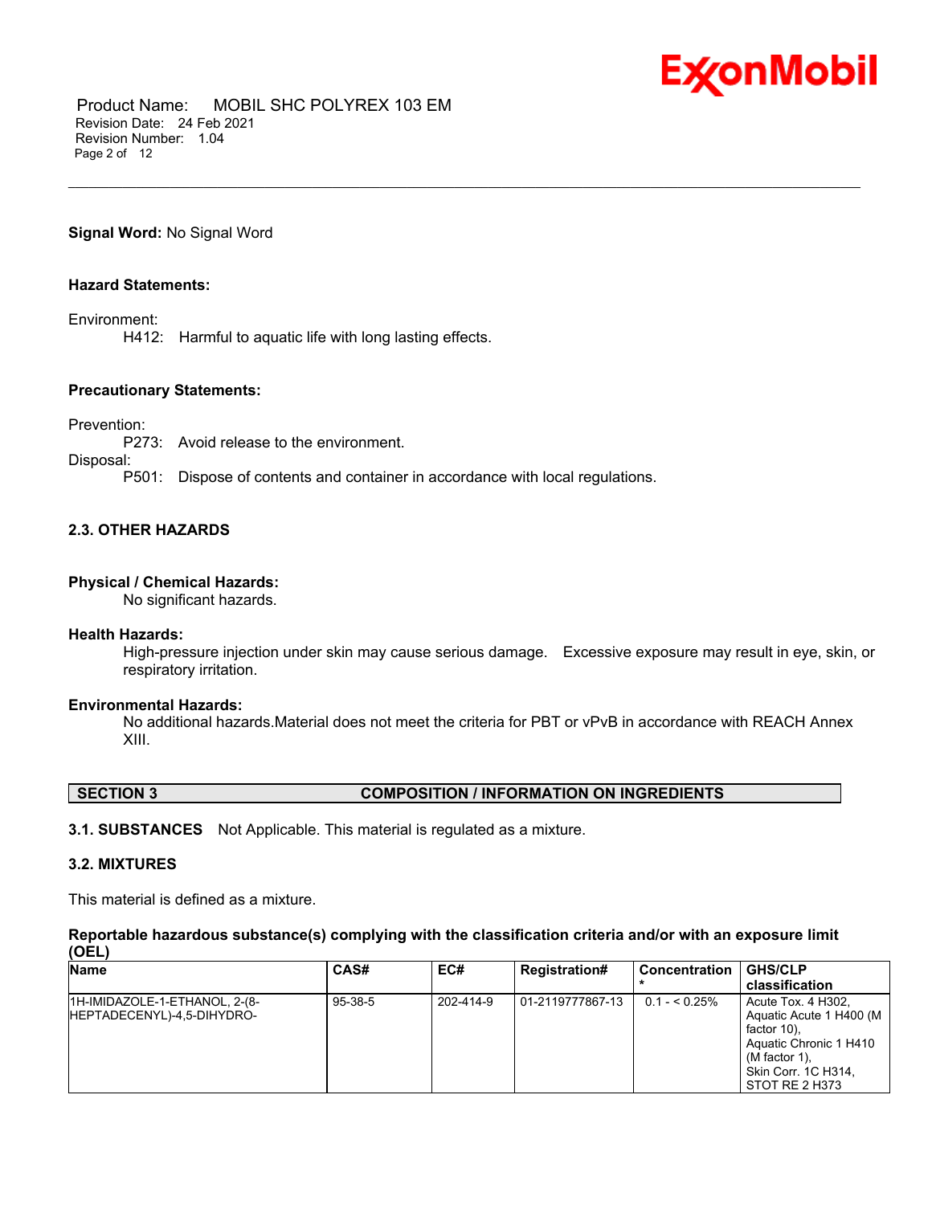**Signal Word:** No Signal Word

**Hazard Statements:**

Environment:
H412: Harmful to aquatic life with long lasting effects.

**Precautionary Statements:**

Prevention:
P273: Avoid release to the environment.
Disposal:
P501: Dispose of contents and container in accordance with local regulations.

### 2.3. OTHER HAZARDS

**Physical / Chemical Hazards:**
No significant hazards.

**Health Hazards:**
High-pressure injection under skin may cause serious damage. Excessive exposure may result in eye, skin, or respiratory irritation.

**Environmental Hazards:**
No additional hazards.Material does not meet the criteria for PBT or vPvB in accordance with REACH Annex XIII.

## SECTION 3 COMPOSITION / INFORMATION ON INGREDIENTS

**3.1. SUBSTANCES** Not Applicable. This material is regulated as a mixture.

### 3.2. MIXTURES

This material is defined as a mixture.

**Reportable hazardous substance(s) complying with the classification criteria and/or with an exposure limit (OEL)**

| Name | CAS# | EC# | Registration# | Concentration * | GHS/CLP classification |
|---|---|---|---|---|---|
| 1H-IMIDAZOLE-1-ETHANOL, 2-(8-HEPTADECENYL)-4,5-DIHYDRO- | 95-38-5 | 202-414-9 | 01-2119777867-13 | 0.1 - < 0.25% | Acute Tox. 4 H302, Aquatic Acute 1 H400 (M factor 10), Aquatic Chronic 1 H410 (M factor 1), Skin Corr. 1C H314, STOT RE 2 H373 |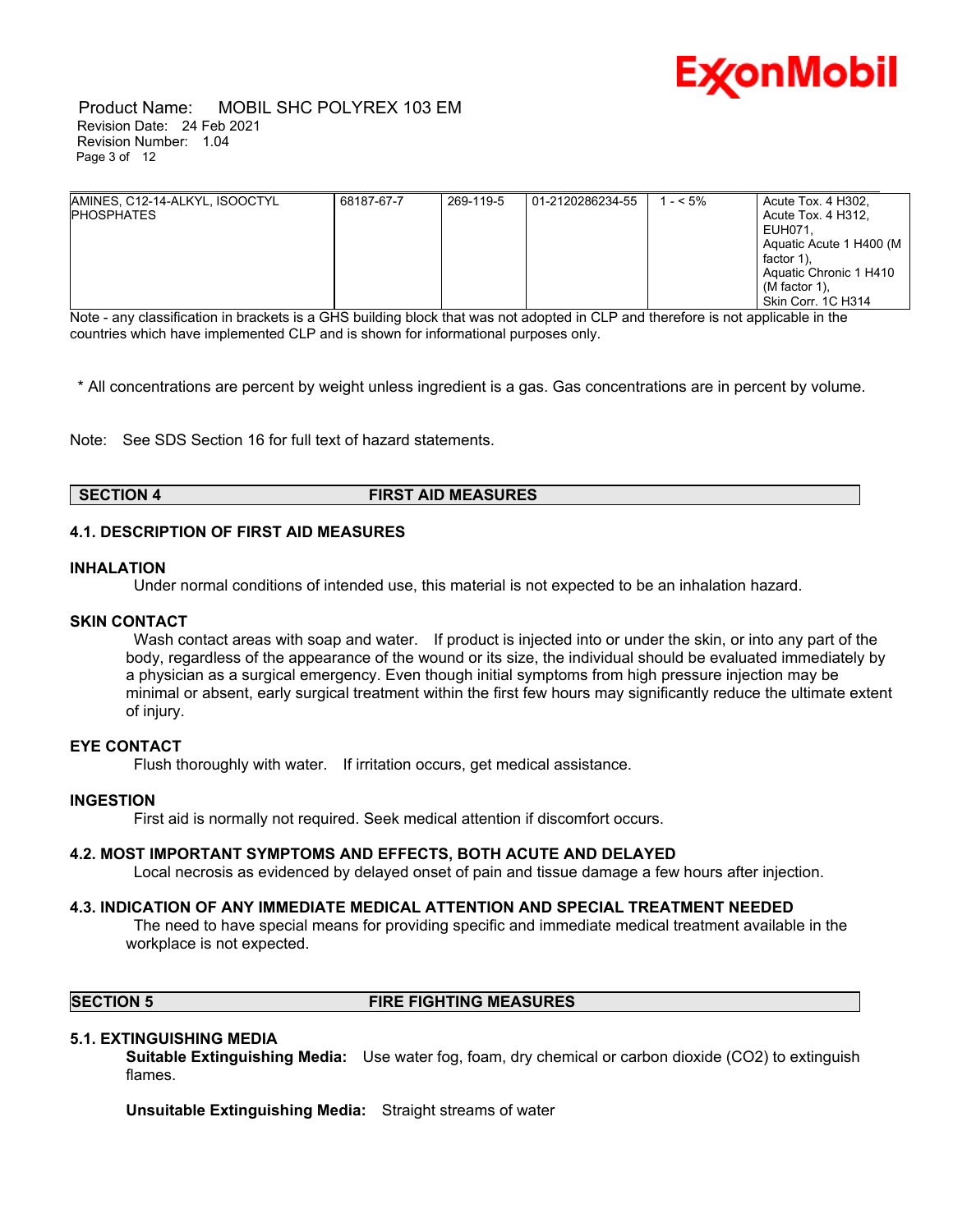| | | | | | |
|---|---|---|---|---|---|
| AMINES, C12-14-ALKYL, ISOOCTYL PHOSPHATES | 68187-67-7 | 269-119-5 | 01-2120286234-55 | 1 - < 5% | Acute Tox. 4 H302, Acute Tox. 4 H312, EUH071, Aquatic Acute 1 H400 (M factor 1), Aquatic Chronic 1 H410 (M factor 1), Skin Corr. 1C H314 |

Note - any classification in brackets is a GHS building block that was not adopted in CLP and therefore is not applicable in the countries which have implemented CLP and is shown for informational purposes only.

* All concentrations are percent by weight unless ingredient is a gas. Gas concentrations are in percent by volume.

Note: See SDS Section 16 for full text of hazard statements.

## SECTION 4 FIRST AID MEASURES

### 4.1. DESCRIPTION OF FIRST AID MEASURES

**INHALATION**

Under normal conditions of intended use, this material is not expected to be an inhalation hazard.

**SKIN CONTACT**

Wash contact areas with soap and water. If product is injected into or under the skin, or into any part of the body, regardless of the appearance of the wound or its size, the individual should be evaluated immediately by a physician as a surgical emergency. Even though initial symptoms from high pressure injection may be minimal or absent, early surgical treatment within the first few hours may significantly reduce the ultimate extent of injury.

**EYE CONTACT**

Flush thoroughly with water. If irritation occurs, get medical assistance.

**INGESTION**

First aid is normally not required. Seek medical attention if discomfort occurs.

### 4.2. MOST IMPORTANT SYMPTOMS AND EFFECTS, BOTH ACUTE AND DELAYED

Local necrosis as evidenced by delayed onset of pain and tissue damage a few hours after injection.

### 4.3. INDICATION OF ANY IMMEDIATE MEDICAL ATTENTION AND SPECIAL TREATMENT NEEDED

The need to have special means for providing specific and immediate medical treatment available in the workplace is not expected.

## SECTION 5 FIRE FIGHTING MEASURES

### 5.1. EXTINGUISHING MEDIA

**Suitable Extinguishing Media:** Use water fog, foam, dry chemical or carbon dioxide ($CO_2$) to extinguish flames.

**Unsuitable Extinguishing Media:** Straight streams of water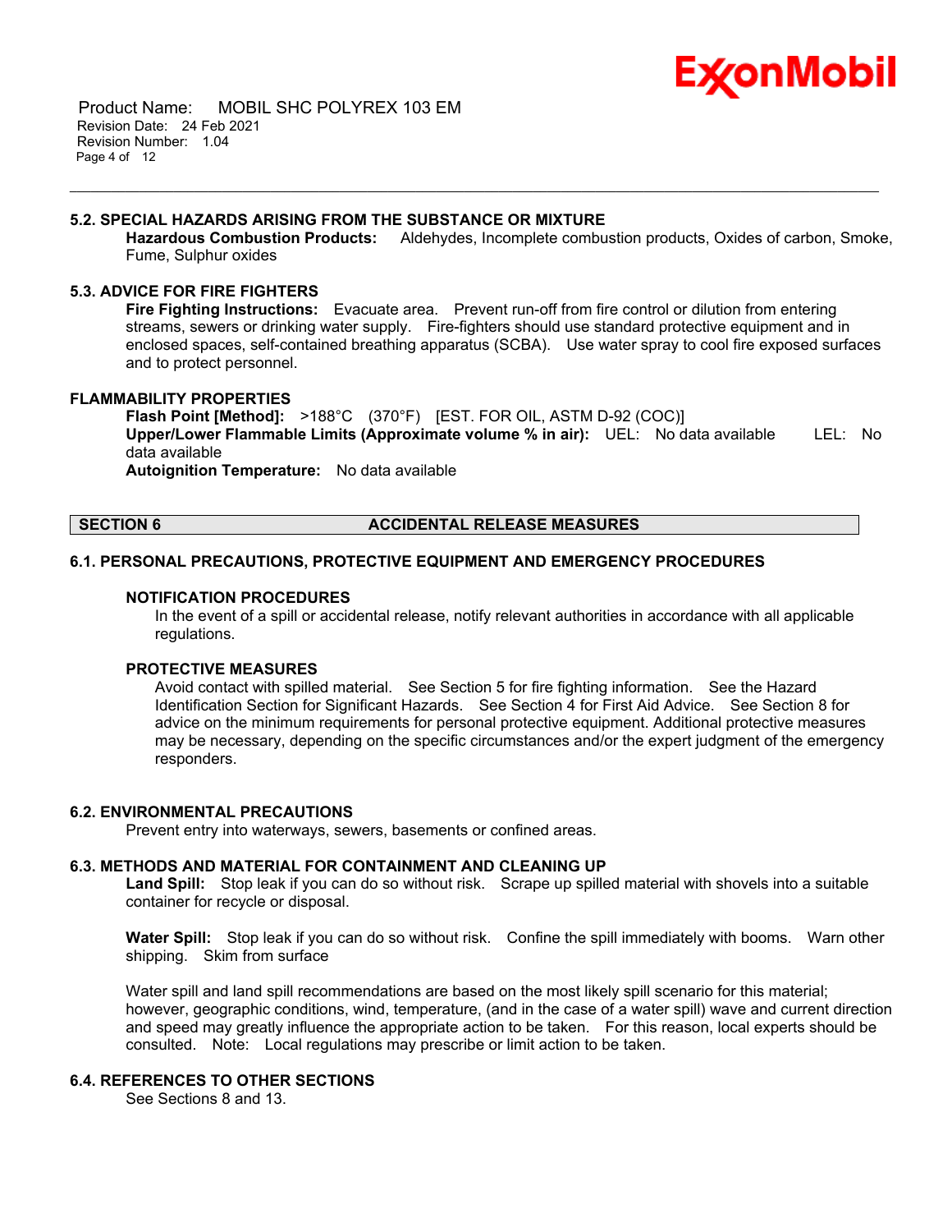### 5.2. SPECIAL HAZARDS ARISING FROM THE SUBSTANCE OR MIXTURE

**Hazardous Combustion Products:** Aldehydes, Incomplete combustion products, Oxides of carbon, Smoke, Fume, Sulphur oxides

### 5.3. ADVICE FOR FIRE FIGHTERS

**Fire Fighting Instructions:** Evacuate area. Prevent run-off from fire control or dilution from entering streams, sewers or drinking water supply. Fire-fighters should use standard protective equipment and in enclosed spaces, self-contained breathing apparatus (SCBA). Use water spray to cool fire exposed surfaces and to protect personnel.

### FLAMMABILITY PROPERTIES

**Flash Point [Method]:** >188°C (370°F) [EST. FOR OIL, ASTM D-92 (COC)]
**Upper/Lower Flammable Limits (Approximate volume % in air):** UEL: No data available LEL: No data available
**Autoignition Temperature:** No data available

## SECTION 6 ACCIDENTAL RELEASE MEASURES

### 6.1. PERSONAL PRECAUTIONS, PROTECTIVE EQUIPMENT AND EMERGENCY PROCEDURES

#### NOTIFICATION PROCEDURES

In the event of a spill or accidental release, notify relevant authorities in accordance with all applicable regulations.

#### PROTECTIVE MEASURES

Avoid contact with spilled material. See Section 5 for fire fighting information. See the Hazard Identification Section for Significant Hazards. See Section 4 for First Aid Advice. See Section 8 for advice on the minimum requirements for personal protective equipment. Additional protective measures may be necessary, depending on the specific circumstances and/or the expert judgment of the emergency responders.

### 6.2. ENVIRONMENTAL PRECAUTIONS

Prevent entry into waterways, sewers, basements or confined areas.

### 6.3. METHODS AND MATERIAL FOR CONTAINMENT AND CLEANING UP

**Land Spill:** Stop leak if you can do so without risk. Scrape up spilled material with shovels into a suitable container for recycle or disposal.

**Water Spill:** Stop leak if you can do so without risk. Confine the spill immediately with booms. Warn other shipping. Skim from surface

Water spill and land spill recommendations are based on the most likely spill scenario for this material; however, geographic conditions, wind, temperature, (and in the case of a water spill) wave and current direction and speed may greatly influence the appropriate action to be taken. For this reason, local experts should be consulted. Note: Local regulations may prescribe or limit action to be taken.

### 6.4. REFERENCES TO OTHER SECTIONS

See Sections 8 and 13.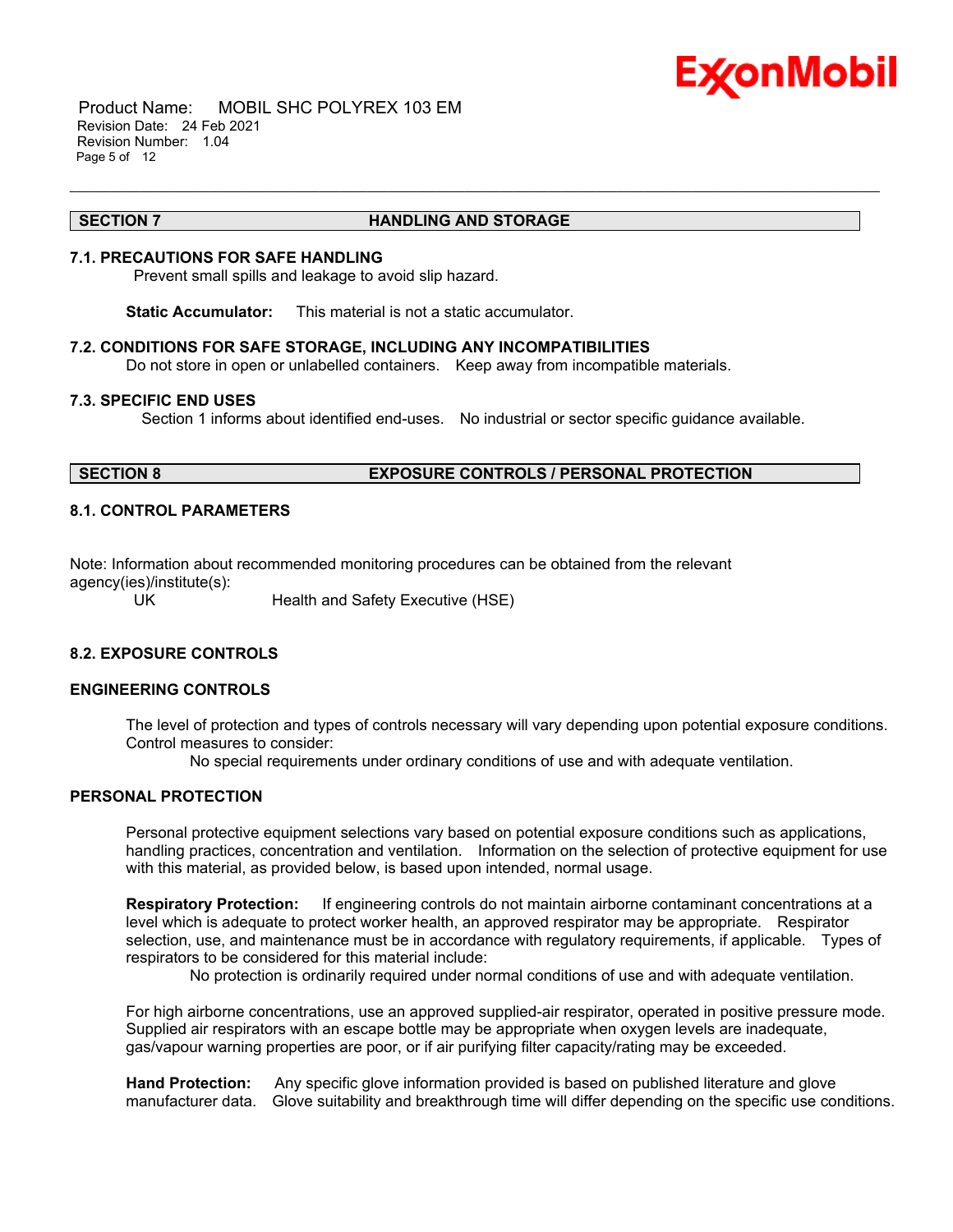## SECTION 7 HANDLING AND STORAGE

### 7.1. PRECAUTIONS FOR SAFE HANDLING

Prevent small spills and leakage to avoid slip hazard.

**Static Accumulator:** This material is not a static accumulator.

### 7.2. CONDITIONS FOR SAFE STORAGE, INCLUDING ANY INCOMPATIBILITIES

Do not store in open or unlabelled containers. Keep away from incompatible materials.

### 7.3. SPECIFIC END USES

Section 1 informs about identified end-uses. No industrial or sector specific guidance available.

## SECTION 8 EXPOSURE CONTROLS / PERSONAL PROTECTION

### 8.1. CONTROL PARAMETERS

Note: Information about recommended monitoring procedures can be obtained from the relevant agency(ies)/institute(s):

UK Health and Safety Executive (HSE)

### 8.2. EXPOSURE CONTROLS

#### ENGINEERING CONTROLS

The level of protection and types of controls necessary will vary depending upon potential exposure conditions. Control measures to consider:

No special requirements under ordinary conditions of use and with adequate ventilation.

#### PERSONAL PROTECTION

Personal protective equipment selections vary based on potential exposure conditions such as applications, handling practices, concentration and ventilation. Information on the selection of protective equipment for use with this material, as provided below, is based upon intended, normal usage.

**Respiratory Protection:** If engineering controls do not maintain airborne contaminant concentrations at a level which is adequate to protect worker health, an approved respirator may be appropriate. Respirator selection, use, and maintenance must be in accordance with regulatory requirements, if applicable. Types of respirators to be considered for this material include:

No protection is ordinarily required under normal conditions of use and with adequate ventilation.

For high airborne concentrations, use an approved supplied-air respirator, operated in positive pressure mode. Supplied air respirators with an escape bottle may be appropriate when oxygen levels are inadequate, gas/vapour warning properties are poor, or if air purifying filter capacity/rating may be exceeded.

**Hand Protection:** Any specific glove information provided is based on published literature and glove manufacturer data. Glove suitability and breakthrough time will differ depending on the specific use conditions.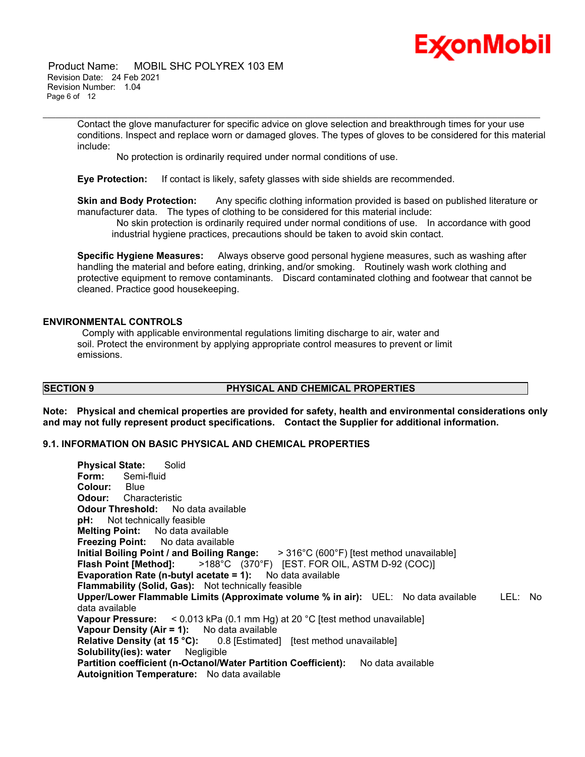Contact the glove manufacturer for specific advice on glove selection and breakthrough times for your use conditions. Inspect and replace worn or damaged gloves. The types of gloves to be considered for this material include:

No protection is ordinarily required under normal conditions of use.

**Eye Protection:** If contact is likely, safety glasses with side shields are recommended.

**Skin and Body Protection:** Any specific clothing information provided is based on published literature or manufacturer data. The types of clothing to be considered for this material include:

No skin protection is ordinarily required under normal conditions of use. In accordance with good industrial hygiene practices, precautions should be taken to avoid skin contact.

**Specific Hygiene Measures:** Always observe good personal hygiene measures, such as washing after handling the material and before eating, drinking, and/or smoking. Routinely wash work clothing and protective equipment to remove contaminants. Discard contaminated clothing and footwear that cannot be cleaned. Practice good housekeeping.

### ENVIRONMENTAL CONTROLS

Comply with applicable environmental regulations limiting discharge to air, water and soil. Protect the environment by applying appropriate control measures to prevent or limit emissions.

## SECTION 9 PHYSICAL AND CHEMICAL PROPERTIES

**Note: Physical and chemical properties are provided for safety, health and environmental considerations only and may not fully represent product specifications. Contact the Supplier for additional information.**

### 9.1. INFORMATION ON BASIC PHYSICAL AND CHEMICAL PROPERTIES

**Physical State:** Solid
**Form:** Semi-fluid
**Colour:** Blue
**Odour:** Characteristic
**Odour Threshold:** No data available
**pH:** Not technically feasible
**Melting Point:** No data available
**Freezing Point:** No data available
**Initial Boiling Point / and Boiling Range:** > 316°C (600°F) [test method unavailable]
**Flash Point [Method]:** >188°C (370°F) [EST. FOR OIL, ASTM D-92 (COC)]
**Evaporation Rate (n-butyl acetate = 1):** No data available
**Flammability (Solid, Gas):** Not technically feasible
**Upper/Lower Flammable Limits (Approximate volume % in air):** UEL: No data available LEL: No data available
**Vapour Pressure:** < 0.013 kPa (0.1 mm Hg) at 20 °C [test method unavailable]
**Vapour Density (Air = 1):** No data available
**Relative Density (at 15 °C):** 0.8 [Estimated] [test method unavailable]
**Solubility(ies): water** Negligible
**Partition coefficient (n-Octanol/Water Partition Coefficient):** No data available
**Autoignition Temperature:** No data available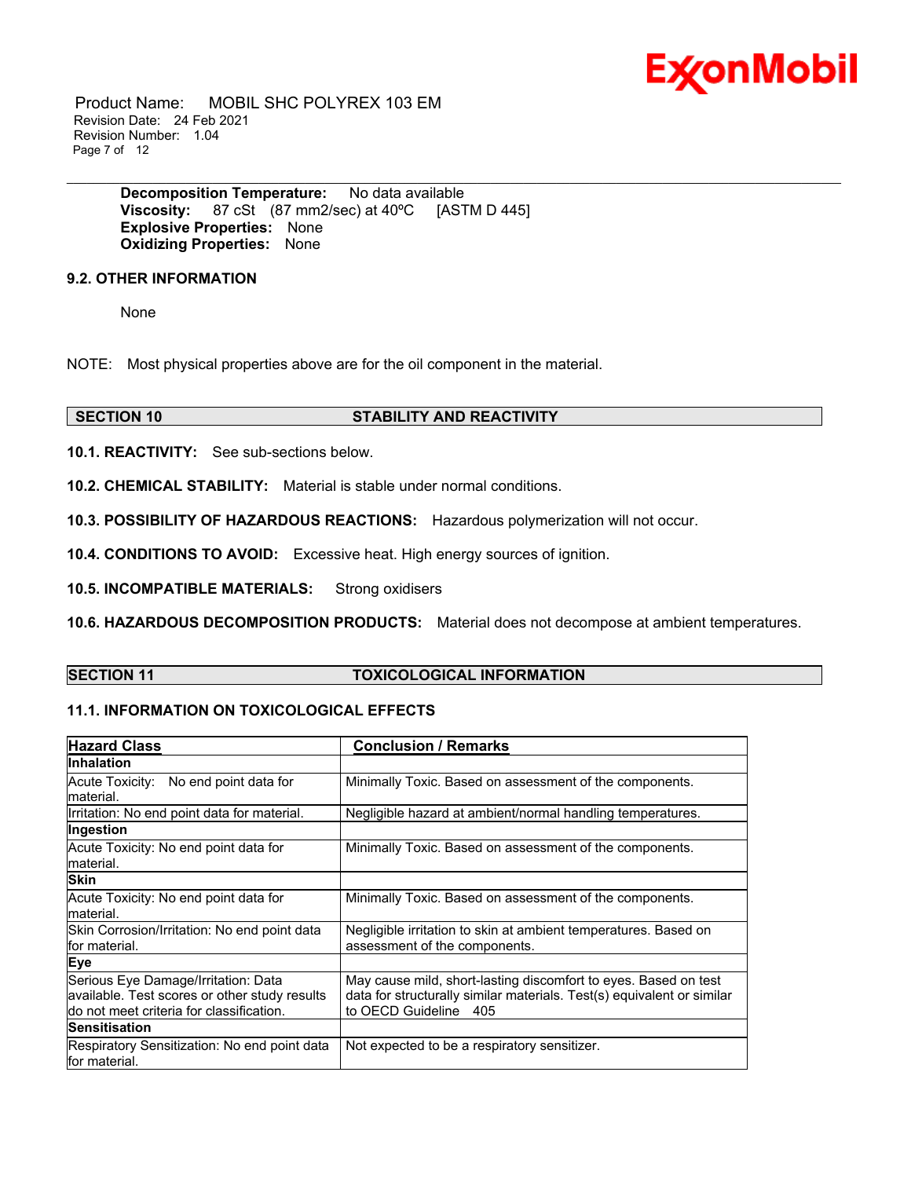**Decomposition Temperature:** No data available
**Viscosity:** 87 cSt (87 mm2/sec) at 40ºC [ASTM D 445]
**Explosive Properties:** None
**Oxidizing Properties:** None

### 9.2. OTHER INFORMATION

None

NOTE: Most physical properties above are for the oil component in the material.

## SECTION 10 STABILITY AND REACTIVITY

**10.1. REACTIVITY:** See sub-sections below.

**10.2. CHEMICAL STABILITY:** Material is stable under normal conditions.

**10.3. POSSIBILITY OF HAZARDOUS REACTIONS:** Hazardous polymerization will not occur.

**10.4. CONDITIONS TO AVOID:** Excessive heat. High energy sources of ignition.

**10.5. INCOMPATIBLE MATERIALS:** Strong oxidisers

**10.6. HAZARDOUS DECOMPOSITION PRODUCTS:** Material does not decompose at ambient temperatures.

## SECTION 11 TOXICOLOGICAL INFORMATION

### 11.1. INFORMATION ON TOXICOLOGICAL EFFECTS

| Hazard Class | Conclusion / Remarks |
|---|---|
| **Inhalation** | |
| Acute Toxicity: No end point data for material. | Minimally Toxic. Based on assessment of the components. |
| Irritation: No end point data for material. | Negligible hazard at ambient/normal handling temperatures. |
| **Ingestion** | |
| Acute Toxicity: No end point data for material. | Minimally Toxic. Based on assessment of the components. |
| **Skin** | |
| Acute Toxicity: No end point data for material. | Minimally Toxic. Based on assessment of the components. |
| Skin Corrosion/Irritation: No end point data for material. | Negligible irritation to skin at ambient temperatures. Based on assessment of the components. |
| **Eye** | |
| Serious Eye Damage/Irritation: Data available. Test scores or other study results do not meet criteria for classification. | May cause mild, short-lasting discomfort to eyes. Based on test data for structurally similar materials. Test(s) equivalent or similar to OECD Guideline 405 |
| **Sensitisation** | |
| Respiratory Sensitization: No end point data for material. | Not expected to be a respiratory sensitizer. |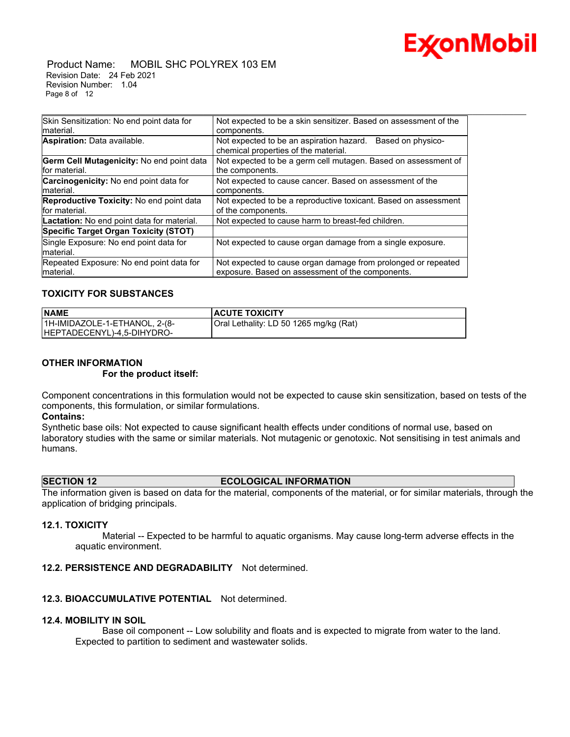| | |
|---|---|
| Skin Sensitization: No end point data for material. | Not expected to be a skin sensitizer. Based on assessment of the components. |
| **Aspiration:** Data available. | Not expected to be an aspiration hazard. Based on physico-chemical properties of the material. |
| **Germ Cell Mutagenicity:** No end point data for material. | Not expected to be a germ cell mutagen. Based on assessment of the components. |
| **Carcinogenicity:** No end point data for material. | Not expected to cause cancer. Based on assessment of the components. |
| **Reproductive Toxicity:** No end point data for material. | Not expected to be a reproductive toxicant. Based on assessment of the components. |
| **Lactation:** No end point data for material. | Not expected to cause harm to breast-fed children. |
| **Specific Target Organ Toxicity (STOT)** | |
| Single Exposure: No end point data for material. | Not expected to cause organ damage from a single exposure. |
| Repeated Exposure: No end point data for material. | Not expected to cause organ damage from prolonged or repeated exposure. Based on assessment of the components. |

### TOXICITY FOR SUBSTANCES

| NAME | ACUTE TOXICITY |
|---|---|
| 1H-IMIDAZOLE-1-ETHANOL, 2-(8-HEPTADECENYL)-4,5-DIHYDRO- | Oral Lethality: LD 50 1265 mg/kg (Rat) |

### OTHER INFORMATION

**For the product itself:**

Component concentrations in this formulation would not be expected to cause skin sensitization, based on tests of the components, this formulation, or similar formulations.

**Contains:**

Synthetic base oils: Not expected to cause significant health effects under conditions of normal use, based on laboratory studies with the same or similar materials. Not mutagenic or genotoxic. Not sensitising in test animals and humans.

## SECTION 12 ECOLOGICAL INFORMATION

The information given is based on data for the material, components of the material, or for similar materials, through the application of bridging principals.

### 12.1. TOXICITY

Material -- Expected to be harmful to aquatic organisms. May cause long-term adverse effects in the aquatic environment.

### 12.2. PERSISTENCE AND DEGRADABILITY

Not determined.

### 12.3. BIOACCUMULATIVE POTENTIAL

Not determined.

### 12.4. MOBILITY IN SOIL

Base oil component -- Low solubility and floats and is expected to migrate from water to the land. Expected to partition to sediment and wastewater solids.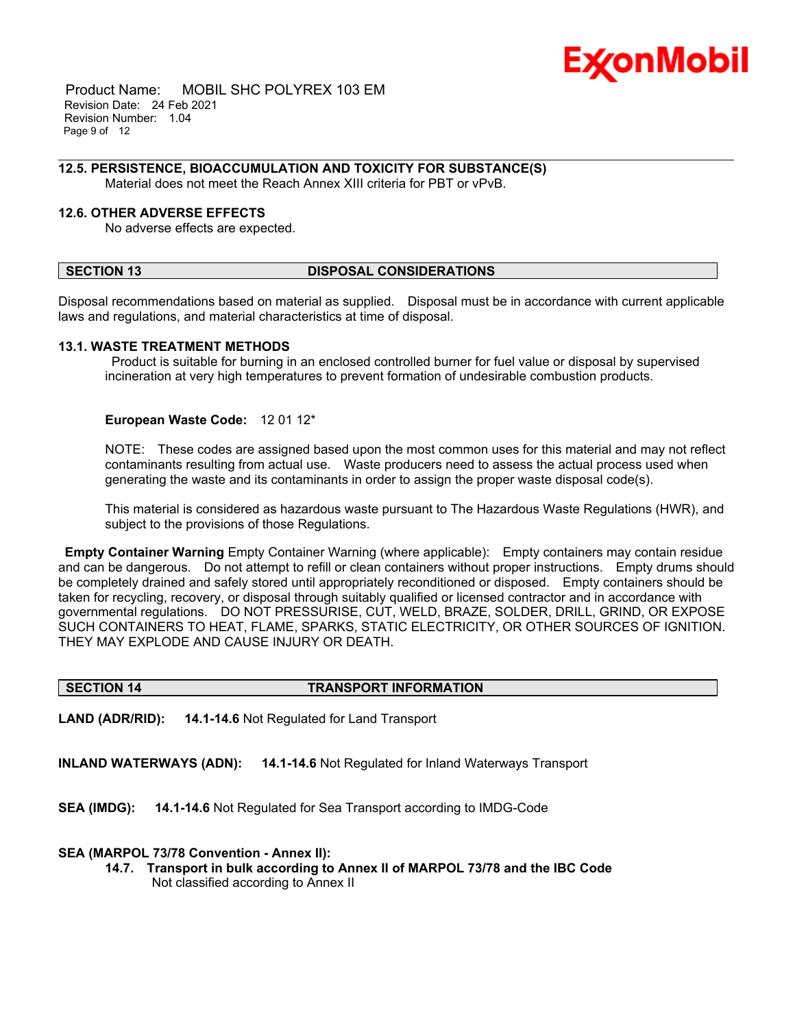### 12.5. PERSISTENCE, BIOACCUMULATION AND TOXICITY FOR SUBSTANCE(S)

Material does not meet the Reach Annex XIII criteria for PBT or vPvB.

### 12.6. OTHER ADVERSE EFFECTS

No adverse effects are expected.

## SECTION 13 DISPOSAL CONSIDERATIONS

Disposal recommendations based on material as supplied. Disposal must be in accordance with current applicable laws and regulations, and material characteristics at time of disposal.

### 13.1. WASTE TREATMENT METHODS

Product is suitable for burning in an enclosed controlled burner for fuel value or disposal by supervised incineration at very high temperatures to prevent formation of undesirable combustion products.

**European Waste Code:** 12 01 12*

NOTE: These codes are assigned based upon the most common uses for this material and may not reflect contaminants resulting from actual use. Waste producers need to assess the actual process used when generating the waste and its contaminants in order to assign the proper waste disposal code(s).

This material is considered as hazardous waste pursuant to The Hazardous Waste Regulations (HWR), and subject to the provisions of those Regulations.

**Empty Container Warning** Empty Container Warning (where applicable): Empty containers may contain residue and can be dangerous. Do not attempt to refill or clean containers without proper instructions. Empty drums should be completely drained and safely stored until appropriately reconditioned or disposed. Empty containers should be taken for recycling, recovery, or disposal through suitably qualified or licensed contractor and in accordance with governmental regulations. DO NOT PRESSURISE, CUT, WELD, BRAZE, SOLDER, DRILL, GRIND, OR EXPOSE SUCH CONTAINERS TO HEAT, FLAME, SPARKS, STATIC ELECTRICITY, OR OTHER SOURCES OF IGNITION. THEY MAY EXPLODE AND CAUSE INJURY OR DEATH.

## SECTION 14 TRANSPORT INFORMATION

**LAND (ADR/RID):** **14.1-14.6** Not Regulated for Land Transport

**INLAND WATERWAYS (ADN):** **14.1-14.6** Not Regulated for Inland Waterways Transport

**SEA (IMDG):** **14.1-14.6** Not Regulated for Sea Transport according to IMDG-Code

**SEA (MARPOL 73/78 Convention - Annex II):**

**14.7. Transport in bulk according to Annex II of MARPOL 73/78 and the IBC Code**

Not classified according to Annex II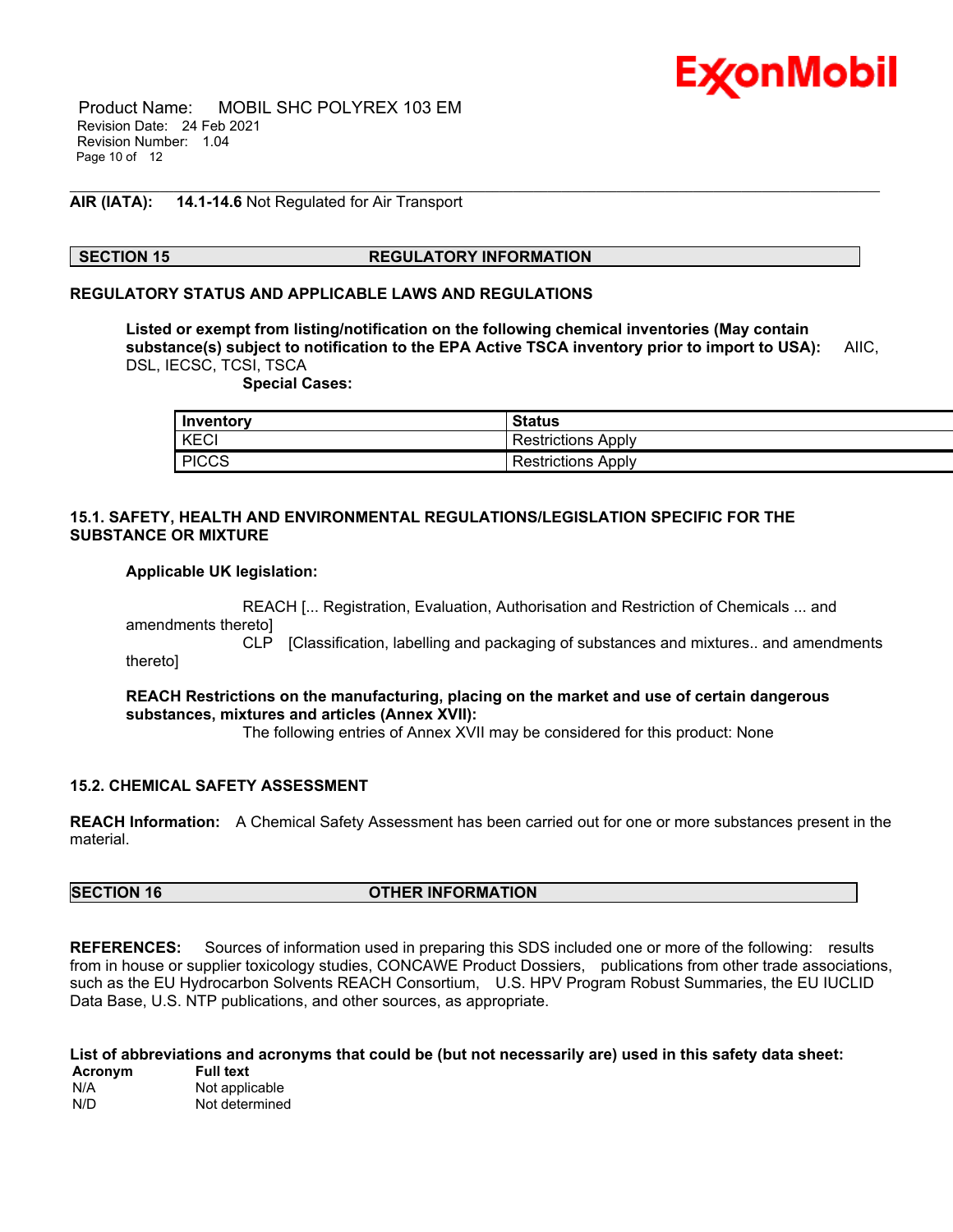**AIR (IATA):** **14.1-14.6** Not Regulated for Air Transport

## SECTION 15 REGULATORY INFORMATION

### REGULATORY STATUS AND APPLICABLE LAWS AND REGULATIONS

**Listed or exempt from listing/notification on the following chemical inventories (May contain substance(s) subject to notification to the EPA Active TSCA inventory prior to import to USA):** AIIC, DSL, IECSC, TCSI, TSCA

**Special Cases:**

| Inventory | Status |
|---|---|
| KECI | Restrictions Apply |
| PICCS | Restrictions Apply |

### 15.1. SAFETY, HEALTH AND ENVIRONMENTAL REGULATIONS/LEGISLATION SPECIFIC FOR THE SUBSTANCE OR MIXTURE

**Applicable UK legislation:**

REACH [... Registration, Evaluation, Authorisation and Restriction of Chemicals ... and amendments thereto]
CLP [Classification, labelling and packaging of substances and mixtures.. and amendments thereto]

**REACH Restrictions on the manufacturing, placing on the market and use of certain dangerous substances, mixtures and articles (Annex XVII):**
The following entries of Annex XVII may be considered for this product: None

### 15.2. CHEMICAL SAFETY ASSESSMENT

**REACH Information:** A Chemical Safety Assessment has been carried out for one or more substances present in the material.

## SECTION 16 OTHER INFORMATION

**REFERENCES:** Sources of information used in preparing this SDS included one or more of the following: results from in house or supplier toxicology studies, CONCAWE Product Dossiers, publications from other trade associations, such as the EU Hydrocarbon Solvents REACH Consortium, U.S. HPV Program Robust Summaries, the EU IUCLID Data Base, U.S. NTP publications, and other sources, as appropriate.

**List of abbreviations and acronyms that could be (but not necessarily are) used in this safety data sheet:**

| Acronym | Full text |
|---|---|
| N/A | Not applicable |
| N/D | Not determined |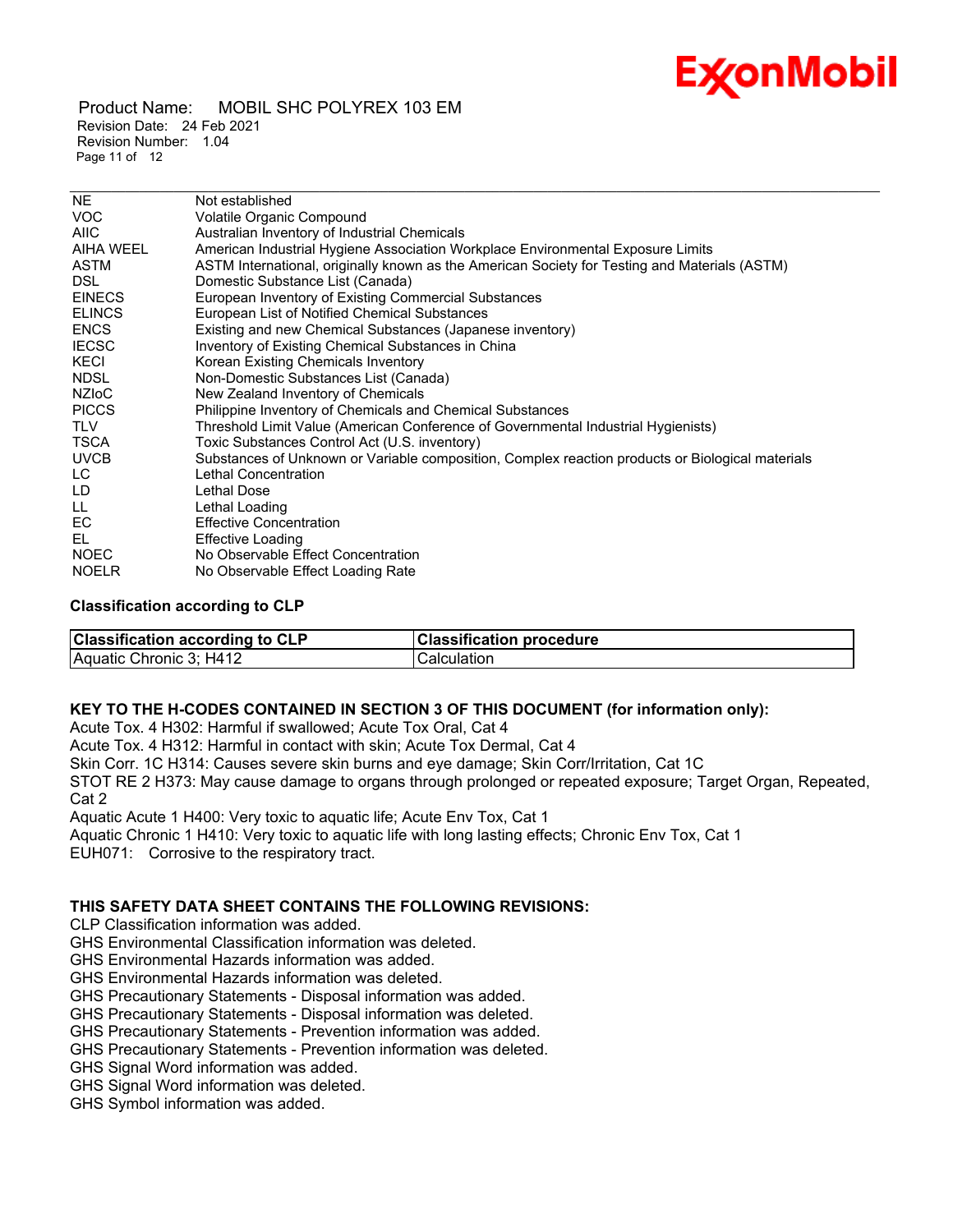| | |
|---|---|
| NE | Not established |
| VOC | Volatile Organic Compound |
| AIIC | Australian Inventory of Industrial Chemicals |
| AIHA WEEL | American Industrial Hygiene Association Workplace Environmental Exposure Limits |
| ASTM | ASTM International, originally known as the American Society for Testing and Materials (ASTM) |
| DSL | Domestic Substance List (Canada) |
| EINECS | European Inventory of Existing Commercial Substances |
| ELINCS | European List of Notified Chemical Substances |
| ENCS | Existing and new Chemical Substances (Japanese inventory) |
| IECSC | Inventory of Existing Chemical Substances in China |
| KECI | Korean Existing Chemicals Inventory |
| NDSL | Non-Domestic Substances List (Canada) |
| NZIoC | New Zealand Inventory of Chemicals |
| PICCS | Philippine Inventory of Chemicals and Chemical Substances |
| TLV | Threshold Limit Value (American Conference of Governmental Industrial Hygienists) |
| TSCA | Toxic Substances Control Act (U.S. inventory) |
| UVCB | Substances of Unknown or Variable composition, Complex reaction products or Biological materials |
| LC | Lethal Concentration |
| LD | Lethal Dose |
| LL | Lethal Loading |
| EC | Effective Concentration |
| EL | Effective Loading |
| NOEC | No Observable Effect Concentration |
| NOELR | No Observable Effect Loading Rate |

### Classification according to CLP

| Classification according to CLP | Classification procedure |
|---|---|
| Aquatic Chronic 3; H412 | Calculation |

### KEY TO THE H-CODES CONTAINED IN SECTION 3 OF THIS DOCUMENT (for information only):

Acute Tox. 4 H302: Harmful if swallowed; Acute Tox Oral, Cat 4
Acute Tox. 4 H312: Harmful in contact with skin; Acute Tox Dermal, Cat 4
Skin Corr. 1C H314: Causes severe skin burns and eye damage; Skin Corr/Irritation, Cat 1C
STOT RE 2 H373: May cause damage to organs through prolonged or repeated exposure; Target Organ, Repeated, Cat 2
Aquatic Acute 1 H400: Very toxic to aquatic life; Acute Env Tox, Cat 1
Aquatic Chronic 1 H410: Very toxic to aquatic life with long lasting effects; Chronic Env Tox, Cat 1
EUH071: Corrosive to the respiratory tract.

### THIS SAFETY DATA SHEET CONTAINS THE FOLLOWING REVISIONS:

CLP Classification information was added.
GHS Environmental Classification information was deleted.
GHS Environmental Hazards information was added.
GHS Environmental Hazards information was deleted.
GHS Precautionary Statements - Disposal information was added.
GHS Precautionary Statements - Disposal information was deleted.
GHS Precautionary Statements - Prevention information was added.
GHS Precautionary Statements - Prevention information was deleted.
GHS Signal Word information was added.
GHS Signal Word information was deleted.
GHS Symbol information was added.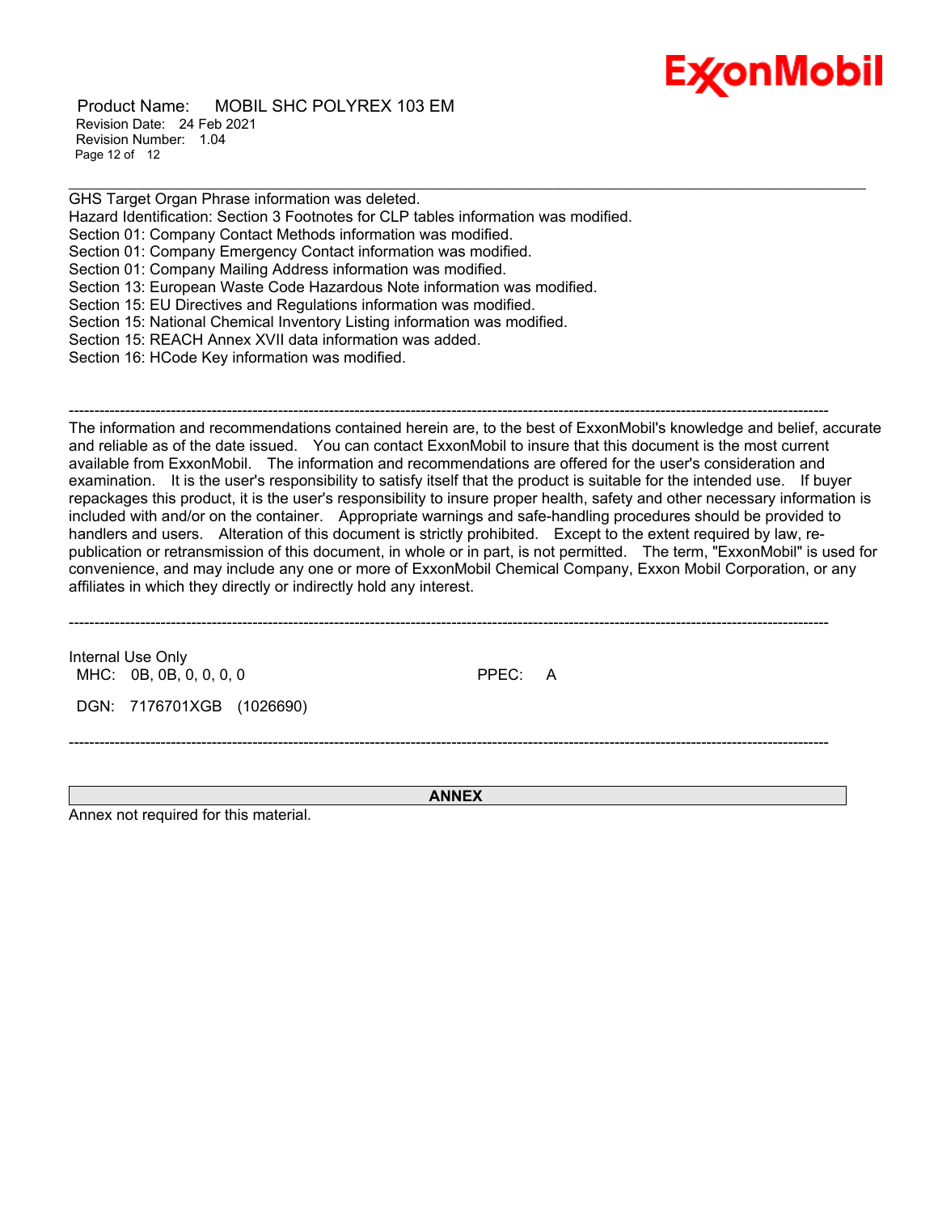GHS Target Organ Phrase information was deleted.
Hazard Identification: Section 3 Footnotes for CLP tables information was modified.
Section 01: Company Contact Methods information was modified.
Section 01: Company Emergency Contact information was modified.
Section 01: Company Mailing Address information was modified.
Section 13: European Waste Code Hazardous Note information was modified.
Section 15: EU Directives and Regulations information was modified.
Section 15: National Chemical Inventory Listing information was modified.
Section 15: REACH Annex XVII data information was added.
Section 16: HCode Key information was modified.

-----------------------------------------------------------------------------------------------------------------------------------------------

The information and recommendations contained herein are, to the best of ExxonMobil's knowledge and belief, accurate and reliable as of the date issued. You can contact ExxonMobil to insure that this document is the most current available from ExxonMobil. The information and recommendations are offered for the user's consideration and examination. It is the user's responsibility to satisfy itself that the product is suitable for the intended use. If buyer repackages this product, it is the user's responsibility to insure proper health, safety and other necessary information is included with and/or on the container. Appropriate warnings and safe-handling procedures should be provided to handlers and users. Alteration of this document is strictly prohibited. Except to the extent required by law, re-publication or retransmission of this document, in whole or in part, is not permitted. The term, "ExxonMobil" is used for convenience, and may include any one or more of ExxonMobil Chemical Company, Exxon Mobil Corporation, or any affiliates in which they directly or indirectly hold any interest.

-----------------------------------------------------------------------------------------------------------------------------------------------

Internal Use Only
MHC: 0B, 0B, 0, 0, 0, 0 PPEC: A

DGN: 7176701XGB (1026690)

-----------------------------------------------------------------------------------------------------------------------------------------------

## ANNEX

Annex not required for this material.